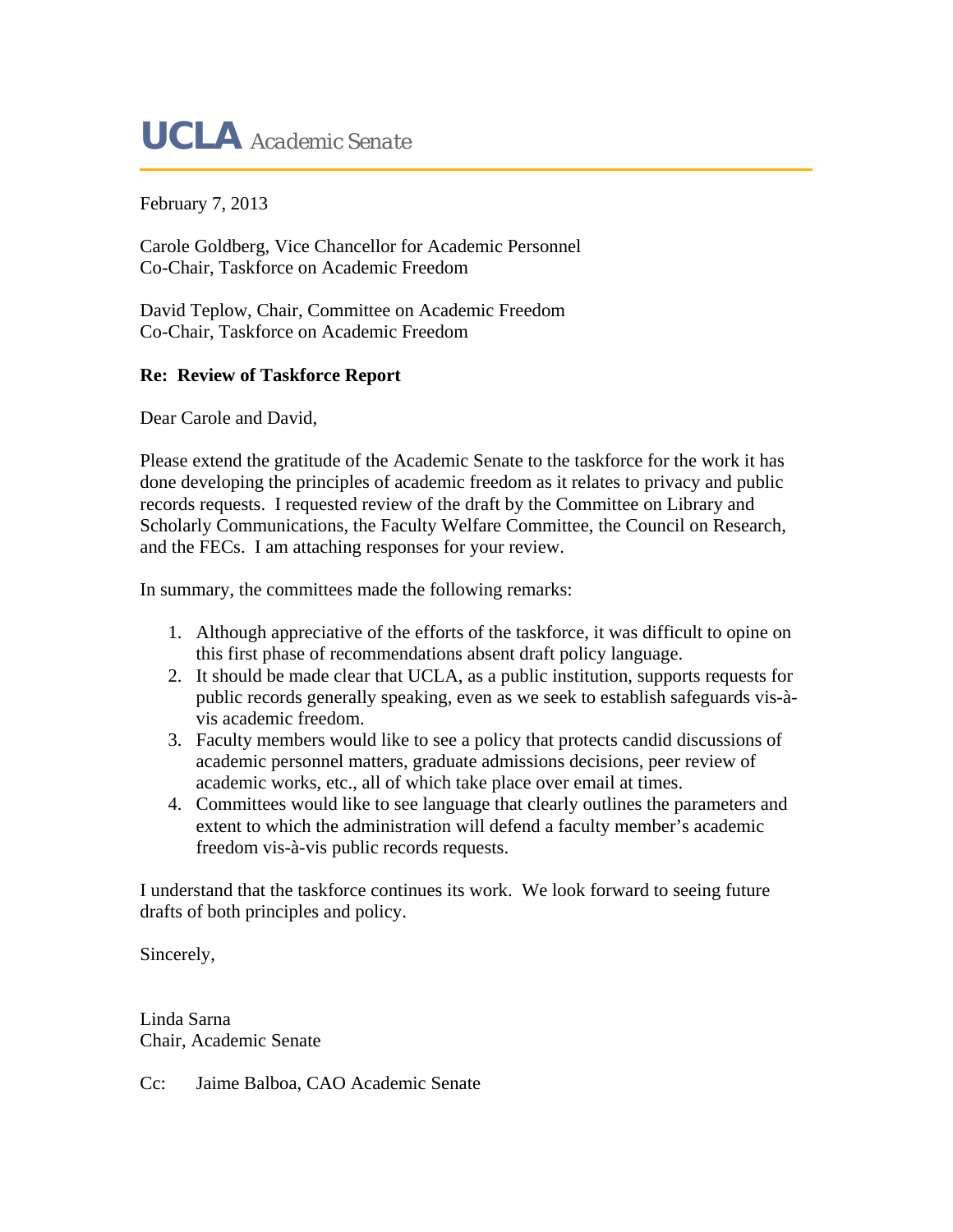# UCLA *Academic Senate*

February 7, 2013

Carole Goldberg, Vice Chancellor for Academic Personnel
Co-Chair, Taskforce on Academic Freedom

David Teplow, Chair, Committee on Academic Freedom
Co-Chair, Taskforce on Academic Freedom

**Re: Review of Taskforce Report**

Dear Carole and David,

Please extend the gratitude of the Academic Senate to the taskforce for the work it has done developing the principles of academic freedom as it relates to privacy and public records requests. I requested review of the draft by the Committee on Library and Scholarly Communications, the Faculty Welfare Committee, the Council on Research, and the FECs. I am attaching responses for your review.

In summary, the committees made the following remarks:

1. Although appreciative of the efforts of the taskforce, it was difficult to opine on this first phase of recommendations absent draft policy language.
2. It should be made clear that UCLA, as a public institution, supports requests for public records generally speaking, even as we seek to establish safeguards vis-à-vis academic freedom.
3. Faculty members would like to see a policy that protects candid discussions of academic personnel matters, graduate admissions decisions, peer review of academic works, etc., all of which take place over email at times.
4. Committees would like to see language that clearly outlines the parameters and extent to which the administration will defend a faculty member's academic freedom vis-à-vis public records requests.

I understand that the taskforce continues its work. We look forward to seeing future drafts of both principles and policy.

Sincerely,

Linda Sarna
Chair, Academic Senate

Cc: Jaime Balboa, CAO Academic Senate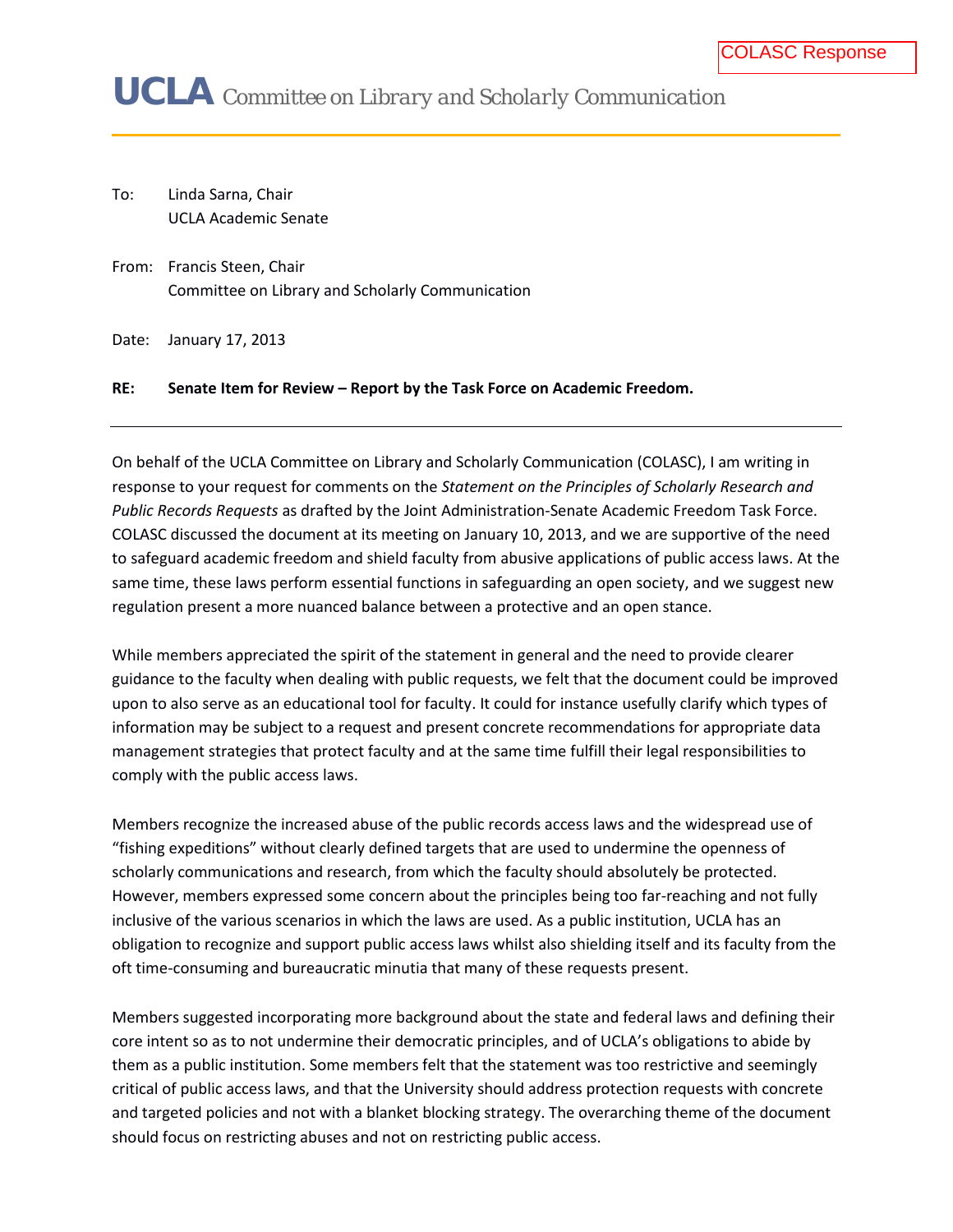COLASC Response

# UCLA *Committee on Library and Scholarly Communication*

To: Linda Sarna, Chair
UCLA Academic Senate

From: Francis Steen, Chair
Committee on Library and Scholarly Communication

Date: January 17, 2013

**RE: Senate Item for Review – Report by the Task Force on Academic Freedom.**

---

On behalf of the UCLA Committee on Library and Scholarly Communication (COLASC), I am writing in response to your request for comments on the *Statement on the Principles of Scholarly Research and Public Records Requests* as drafted by the Joint Administration-Senate Academic Freedom Task Force. COLASC discussed the document at its meeting on January 10, 2013, and we are supportive of the need to safeguard academic freedom and shield faculty from abusive applications of public access laws. At the same time, these laws perform essential functions in safeguarding an open society, and we suggest new regulation present a more nuanced balance between a protective and an open stance.

While members appreciated the spirit of the statement in general and the need to provide clearer guidance to the faculty when dealing with public requests, we felt that the document could be improved upon to also serve as an educational tool for faculty. It could for instance usefully clarify which types of information may be subject to a request and present concrete recommendations for appropriate data management strategies that protect faculty and at the same time fulfill their legal responsibilities to comply with the public access laws.

Members recognize the increased abuse of the public records access laws and the widespread use of "fishing expeditions" without clearly defined targets that are used to undermine the openness of scholarly communications and research, from which the faculty should absolutely be protected. However, members expressed some concern about the principles being too far-reaching and not fully inclusive of the various scenarios in which the laws are used. As a public institution, UCLA has an obligation to recognize and support public access laws whilst also shielding itself and its faculty from the oft time-consuming and bureaucratic minutia that many of these requests present.

Members suggested incorporating more background about the state and federal laws and defining their core intent so as to not undermine their democratic principles, and of UCLA's obligations to abide by them as a public institution. Some members felt that the statement was too restrictive and seemingly critical of public access laws, and that the University should address protection requests with concrete and targeted policies and not with a blanket blocking strategy. The overarching theme of the document should focus on restricting abuses and not on restricting public access.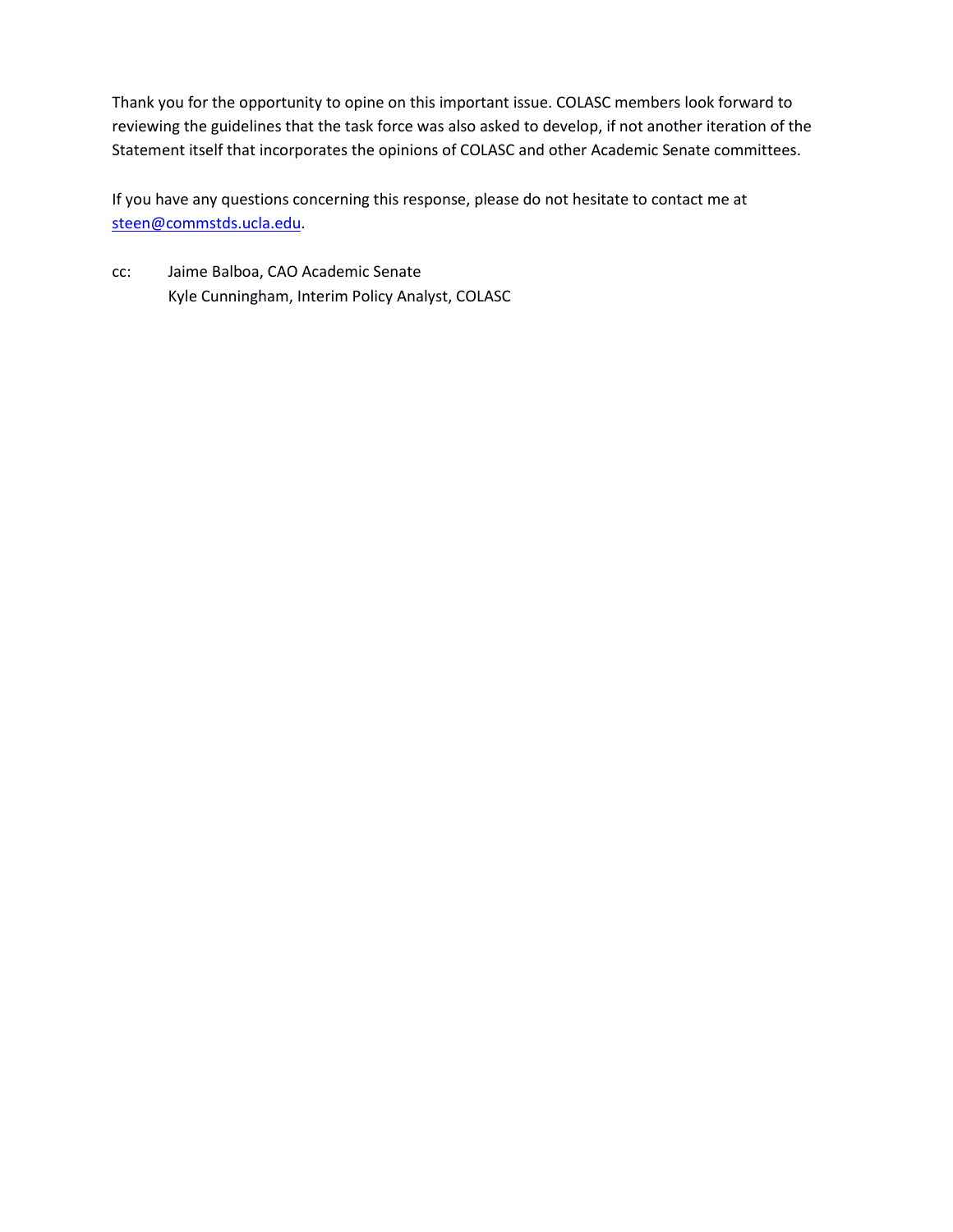Thank you for the opportunity to opine on this important issue. COLASC members look forward to reviewing the guidelines that the task force was also asked to develop, if not another iteration of the Statement itself that incorporates the opinions of COLASC and other Academic Senate committees.

If you have any questions concerning this response, please do not hesitate to contact me at [steen@commstds.ucla.edu](mailto:steen@commstds.ucla.edu).

cc: Jaime Balboa, CAO Academic Senate
    Kyle Cunningham, Interim Policy Analyst, COLASC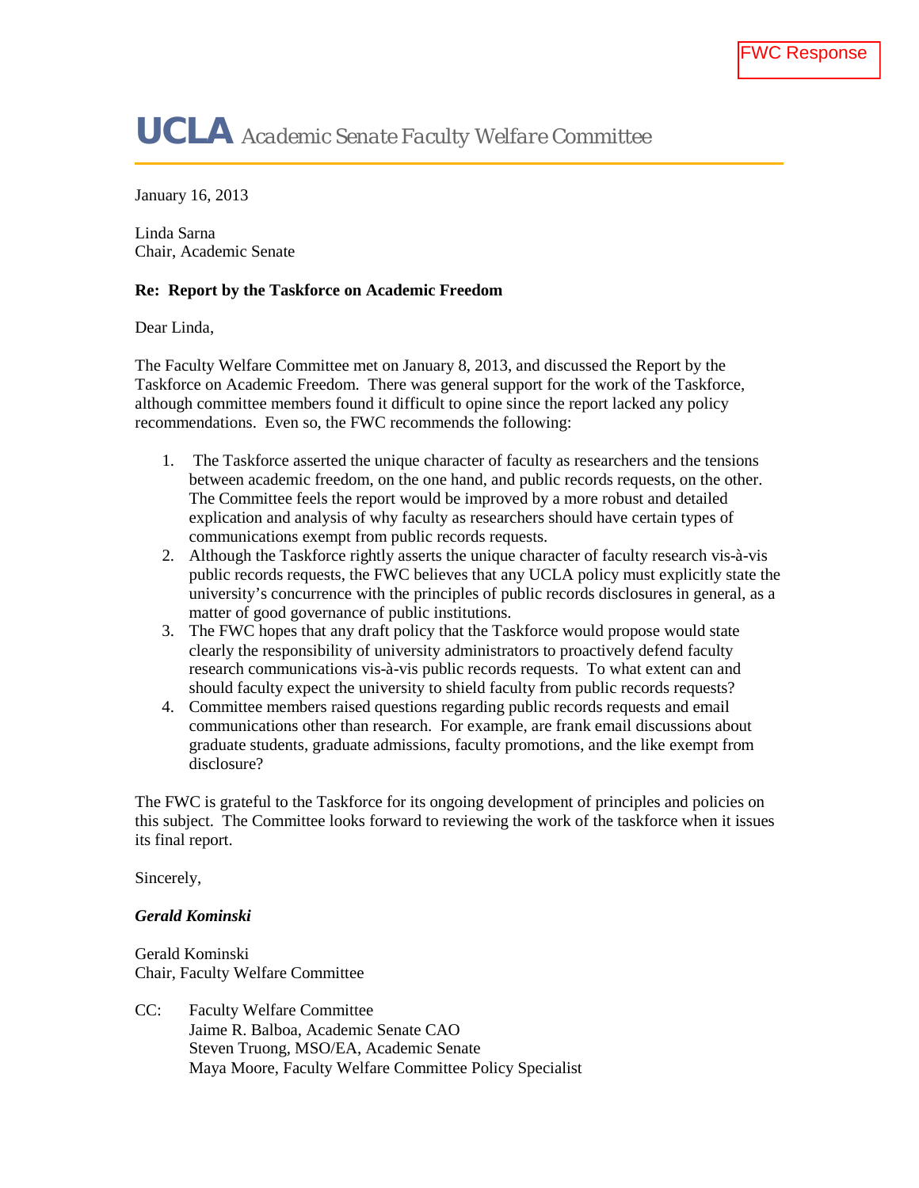FWC Response

# UCLA *Academic Senate Faculty Welfare Committee*

January 16, 2013

Linda Sarna
Chair, Academic Senate

**Re: Report by the Taskforce on Academic Freedom**

Dear Linda,

The Faculty Welfare Committee met on January 8, 2013, and discussed the Report by the Taskforce on Academic Freedom. There was general support for the work of the Taskforce, although committee members found it difficult to opine since the report lacked any policy recommendations. Even so, the FWC recommends the following:

1. The Taskforce asserted the unique character of faculty as researchers and the tensions between academic freedom, on the one hand, and public records requests, on the other. The Committee feels the report would be improved by a more robust and detailed explication and analysis of why faculty as researchers should have certain types of communications exempt from public records requests.
2. Although the Taskforce rightly asserts the unique character of faculty research vis-à-vis public records requests, the FWC believes that any UCLA policy must explicitly state the university's concurrence with the principles of public records disclosures in general, as a matter of good governance of public institutions.
3. The FWC hopes that any draft policy that the Taskforce would propose would state clearly the responsibility of university administrators to proactively defend faculty research communications vis-à-vis public records requests. To what extent can and should faculty expect the university to shield faculty from public records requests?
4. Committee members raised questions regarding public records requests and email communications other than research. For example, are frank email discussions about graduate students, graduate admissions, faculty promotions, and the like exempt from disclosure?

The FWC is grateful to the Taskforce for its ongoing development of principles and policies on this subject. The Committee looks forward to reviewing the work of the taskforce when it issues its final report.

Sincerely,

***Gerald Kominski***

Gerald Kominski
Chair, Faculty Welfare Committee

CC: Faculty Welfare Committee
Jaime R. Balboa, Academic Senate CAO
Steven Truong, MSO/EA, Academic Senate
Maya Moore, Faculty Welfare Committee Policy Specialist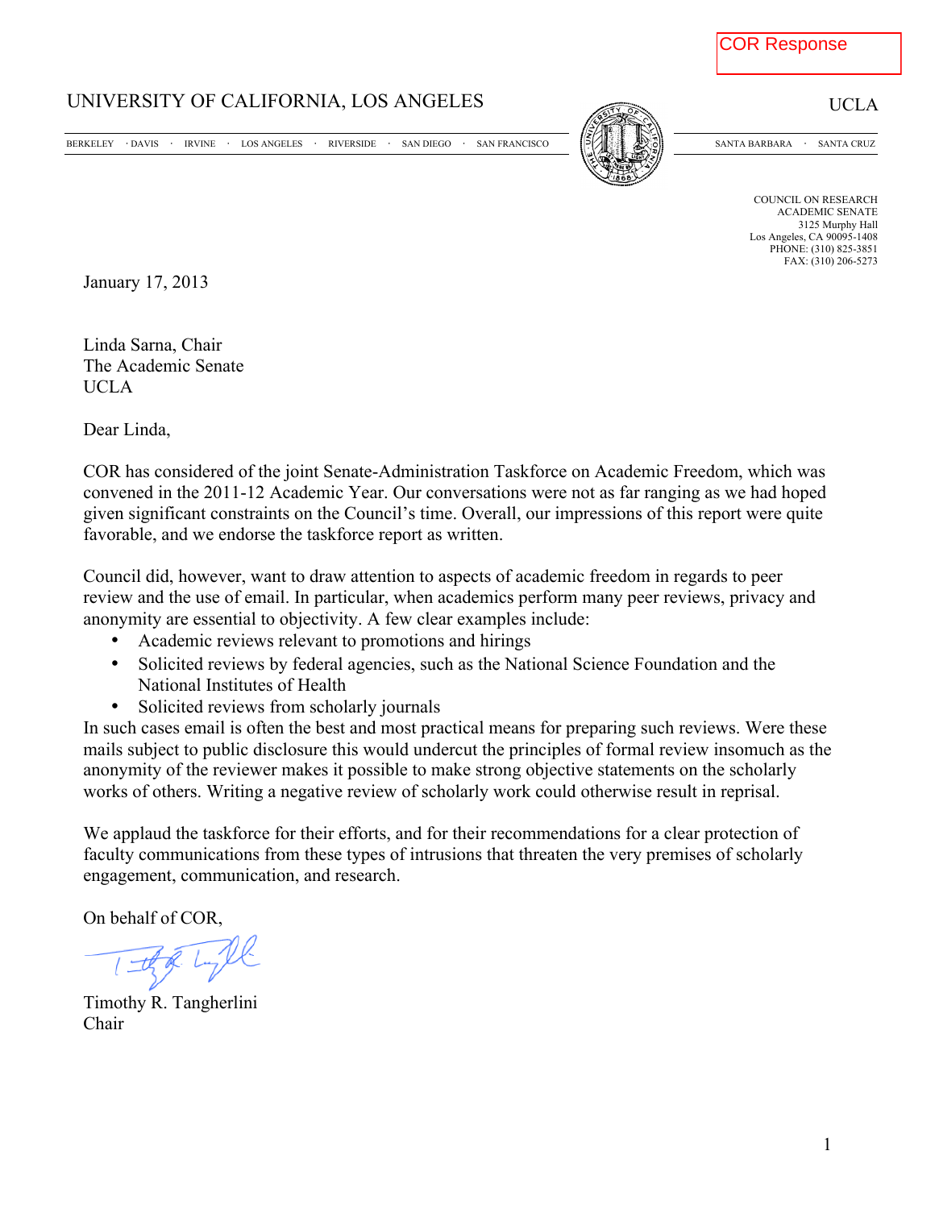COR Response

UNIVERSITY OF CALIFORNIA, LOS ANGELES

UCLA

BERKELEY · DAVIS · IRVINE · LOS ANGELES · RIVERSIDE · SAN DIEGO · SAN FRANCISCO

SANTA BARBARA · SANTA CRUZ

COUNCIL ON RESEARCH
ACADEMIC SENATE
3125 Murphy Hall
Los Angeles, CA 90095-1408
PHONE: (310) 825-3851
FAX: (310) 206-5273

January 17, 2013

Linda Sarna, Chair
The Academic Senate
UCLA

Dear Linda,

COR has considered of the joint Senate-Administration Taskforce on Academic Freedom, which was convened in the 2011-12 Academic Year. Our conversations were not as far ranging as we had hoped given significant constraints on the Council's time. Overall, our impressions of this report were quite favorable, and we endorse the taskforce report as written.

Council did, however, want to draw attention to aspects of academic freedom in regards to peer review and the use of email. In particular, when academics perform many peer reviews, privacy and anonymity are essential to objectivity. A few clear examples include:

- Academic reviews relevant to promotions and hirings
- Solicited reviews by federal agencies, such as the National Science Foundation and the National Institutes of Health
- Solicited reviews from scholarly journals

In such cases email is often the best and most practical means for preparing such reviews. Were these mails subject to public disclosure this would undercut the principles of formal review insomuch as the anonymity of the reviewer makes it possible to make strong objective statements on the scholarly works of others. Writing a negative review of scholarly work could otherwise result in reprisal.

We applaud the taskforce for their efforts, and for their recommendations for a clear protection of faculty communications from these types of intrusions that threaten the very premises of scholarly engagement, communication, and research.

On behalf of COR,

Timothy R. Tangherlini
Chair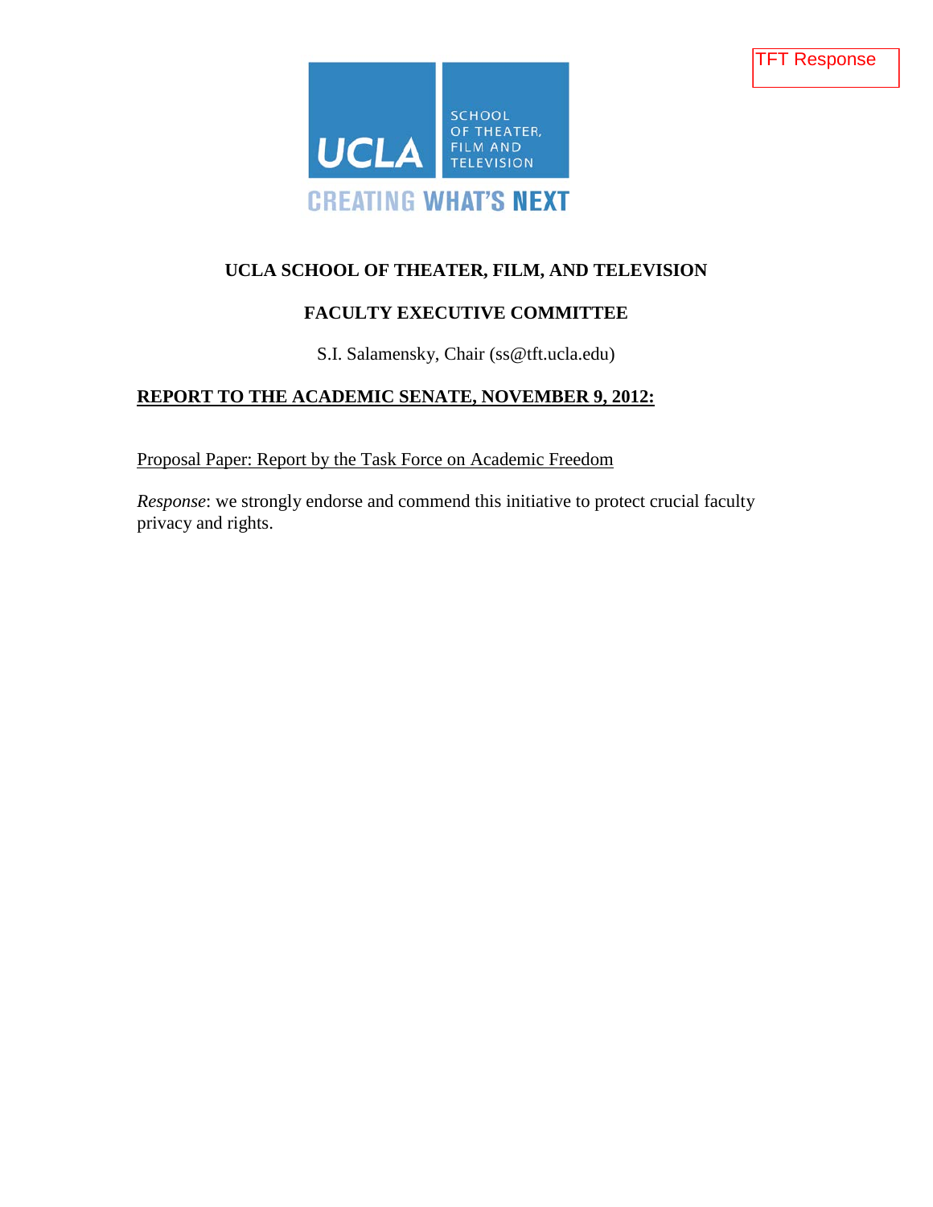TFT Response

UCLA SCHOOL OF THEATER, FILM AND TELEVISION

CREATING WHAT'S NEXT

**UCLA SCHOOL OF THEATER, FILM, AND TELEVISION**

**FACULTY EXECUTIVE COMMITTEE**

S.I. Salamensky, Chair (ss@tft.ucla.edu)

**REPORT TO THE ACADEMIC SENATE, NOVEMBER 9, 2012:**

Proposal Paper: Report by the Task Force on Academic Freedom

*Response*: we strongly endorse and commend this initiative to protect crucial faculty privacy and rights.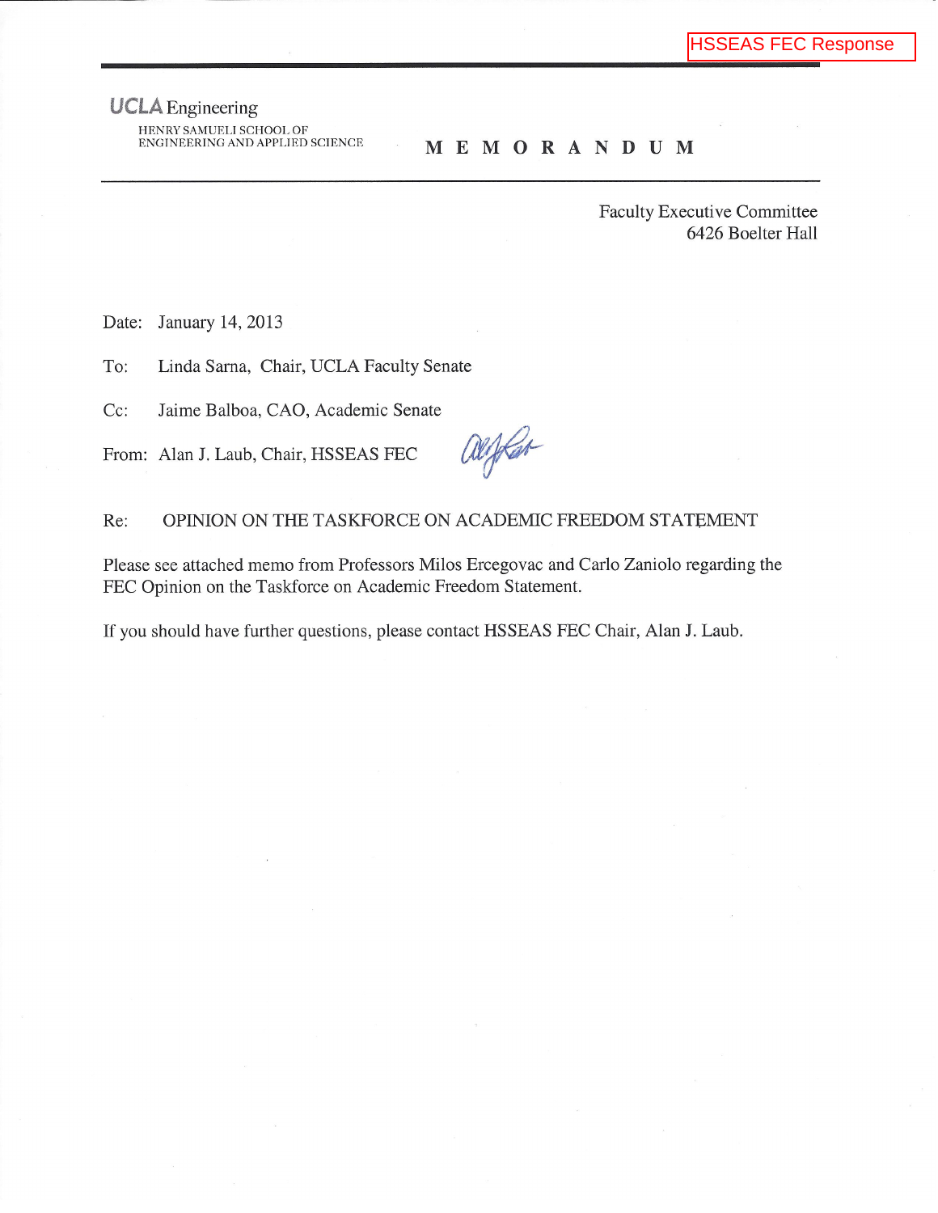HSSEAS FEC Response

**UCLA** Engineering

HENRY SAMUELI SCHOOL OF
ENGINEERING AND APPLIED SCIENCE

# M E M O R A N D U M

Faculty Executive Committee
6426 Boelter Hall

Date: January 14, 2013

To: Linda Sarna, Chair, UCLA Faculty Senate

Cc: Jaime Balboa, CAO, Academic Senate

From: Alan J. Laub, Chair, HSSEAS FEC

Re: OPINION ON THE TASKFORCE ON ACADEMIC FREEDOM STATEMENT

Please see attached memo from Professors Milos Ercegovac and Carlo Zaniolo regarding the FEC Opinion on the Taskforce on Academic Freedom Statement.

If you should have further questions, please contact HSSEAS FEC Chair, Alan J. Laub.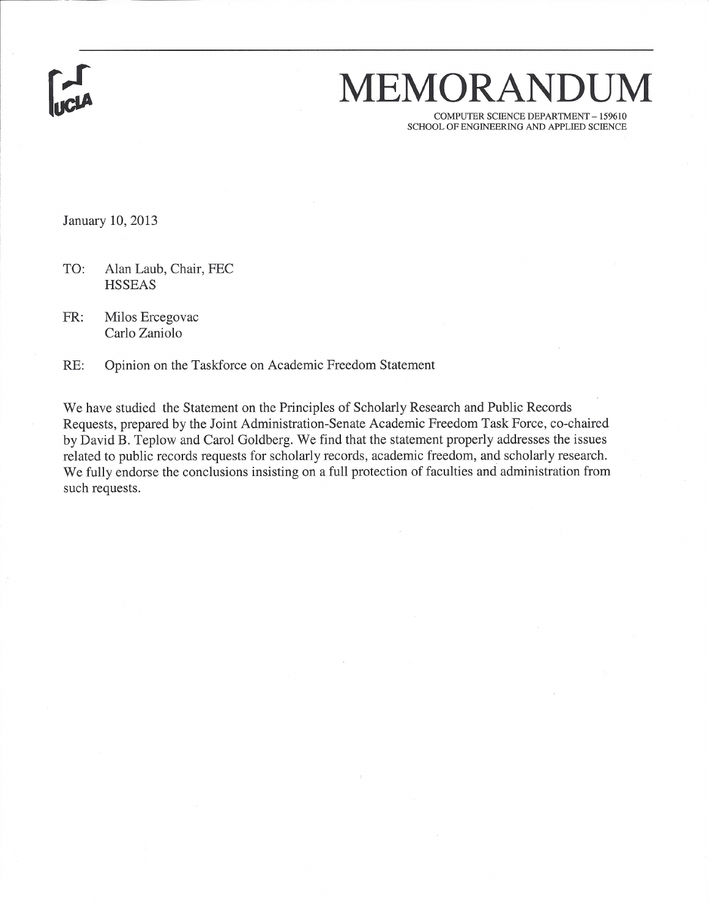# MEMORANDUM

COMPUTER SCIENCE DEPARTMENT – 159610
SCHOOL OF ENGINEERING AND APPLIED SCIENCE

January 10, 2013

TO: Alan Laub, Chair, FEC
HSSEAS

FR: Milos Ercegovac
Carlo Zaniolo

RE: Opinion on the Taskforce on Academic Freedom Statement

We have studied the Statement on the Principles of Scholarly Research and Public Records Requests, prepared by the Joint Administration-Senate Academic Freedom Task Force, co-chaired by David B. Teplow and Carol Goldberg. We find that the statement properly addresses the issues related to public records requests for scholarly records, academic freedom, and scholarly research. We fully endorse the conclusions insisting on a full protection of faculties and administration from such requests.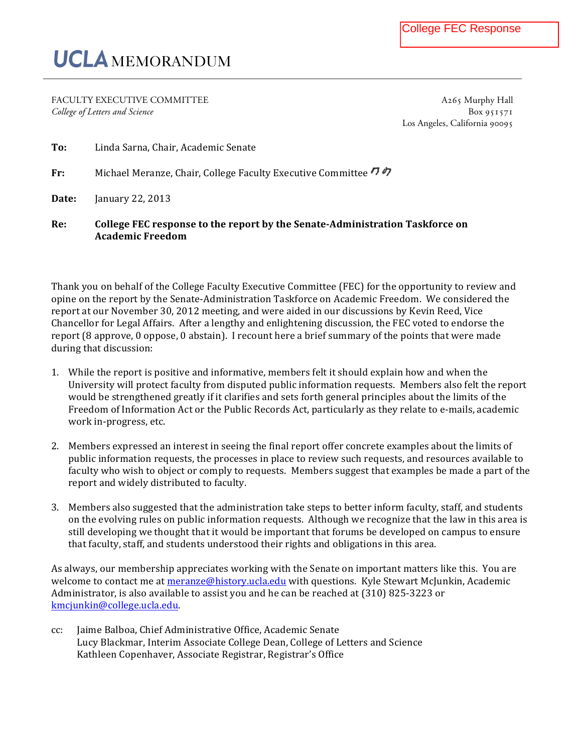College FEC Response

# UCLA MEMORANDUM

FACULTY EXECUTIVE COMMITTEE
*College of Letters and Science*

A265 Murphy Hall
Box 951571
Los Angeles, California 90095

**To:** Linda Sarna, Chair, Academic Senate

**Fr:** Michael Meranze, Chair, College Faculty Executive Committee

**Date:** January 22, 2013

**Re:** **College FEC response to the report by the Senate-Administration Taskforce on Academic Freedom**

Thank you on behalf of the College Faculty Executive Committee (FEC) for the opportunity to review and opine on the report by the Senate-Administration Taskforce on Academic Freedom. We considered the report at our November 30, 2012 meeting, and were aided in our discussions by Kevin Reed, Vice Chancellor for Legal Affairs. After a lengthy and enlightening discussion, the FEC voted to endorse the report (8 approve, 0 oppose, 0 abstain). I recount here a brief summary of the points that were made during that discussion:

1. While the report is positive and informative, members felt it should explain how and when the University will protect faculty from disputed public information requests. Members also felt the report would be strengthened greatly if it clarifies and sets forth general principles about the limits of the Freedom of Information Act or the Public Records Act, particularly as they relate to e-mails, academic work in-progress, etc.

2. Members expressed an interest in seeing the final report offer concrete examples about the limits of public information requests, the processes in place to review such requests, and resources available to faculty who wish to object or comply to requests. Members suggest that examples be made a part of the report and widely distributed to faculty.

3. Members also suggested that the administration take steps to better inform faculty, staff, and students on the evolving rules on public information requests. Although we recognize that the law in this area is still developing we thought that it would be important that forums be developed on campus to ensure that faculty, staff, and students understood their rights and obligations in this area.

As always, our membership appreciates working with the Senate on important matters like this. You are welcome to contact me at meranze@history.ucla.edu with questions. Kyle Stewart McJunkin, Academic Administrator, is also available to assist you and he can be reached at (310) 825-3223 or kmcjunkin@college.ucla.edu.

cc: Jaime Balboa, Chief Administrative Office, Academic Senate
Lucy Blackmar, Interim Associate College Dean, College of Letters and Science
Kathleen Copenhaver, Associate Registrar, Registrar's Office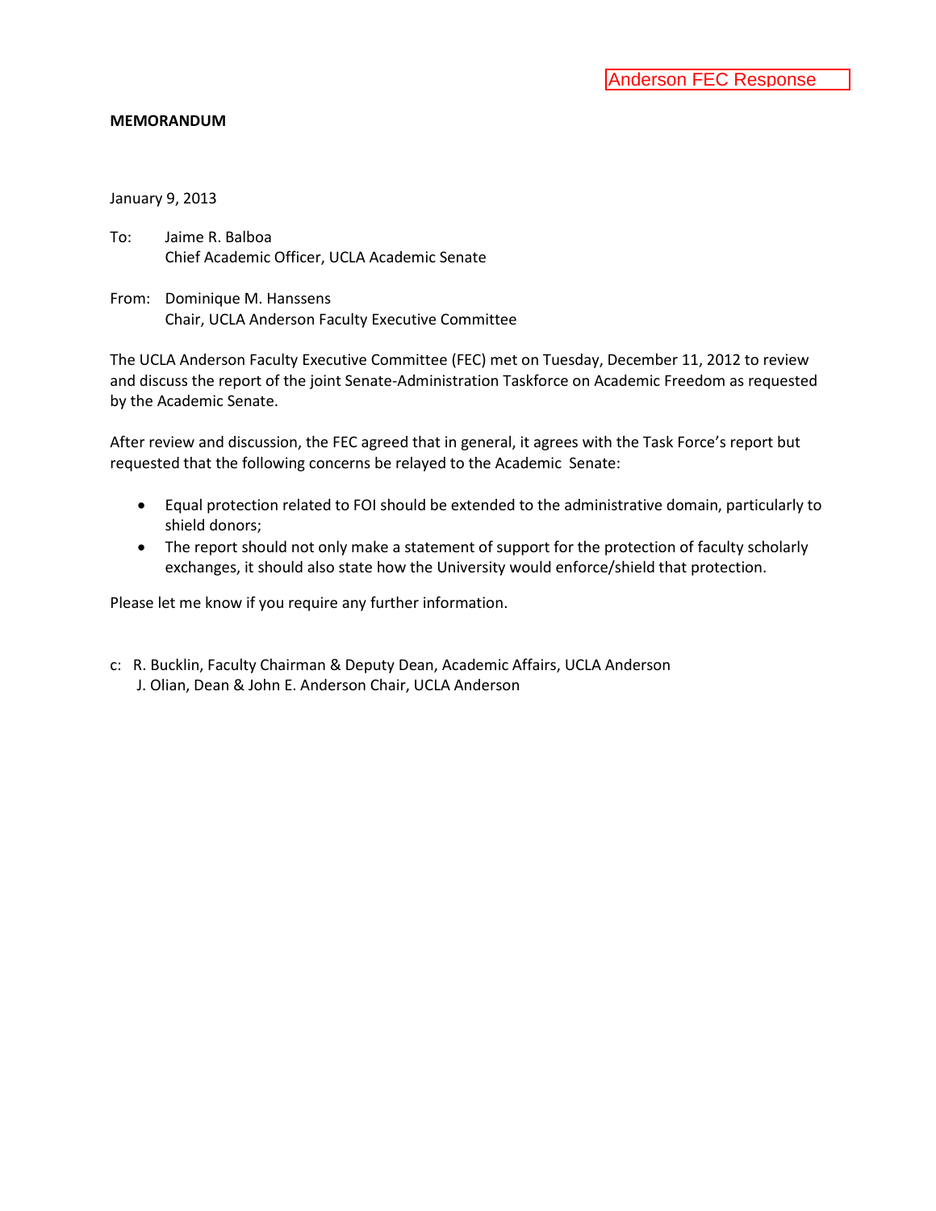Anderson FEC Response

**MEMORANDUM**

January 9, 2013

To: Jaime R. Balboa
Chief Academic Officer, UCLA Academic Senate

From: Dominique M. Hanssens
Chair, UCLA Anderson Faculty Executive Committee

The UCLA Anderson Faculty Executive Committee (FEC) met on Tuesday, December 11, 2012 to review and discuss the report of the joint Senate-Administration Taskforce on Academic Freedom as requested by the Academic Senate.

After review and discussion, the FEC agreed that in general, it agrees with the Task Force's report but requested that the following concerns be relayed to the Academic Senate:

- Equal protection related to FOI should be extended to the administrative domain, particularly to shield donors;
- The report should not only make a statement of support for the protection of faculty scholarly exchanges, it should also state how the University would enforce/shield that protection.

Please let me know if you require any further information.

c: R. Bucklin, Faculty Chairman & Deputy Dean, Academic Affairs, UCLA Anderson
J. Olian, Dean & John E. Anderson Chair, UCLA Anderson